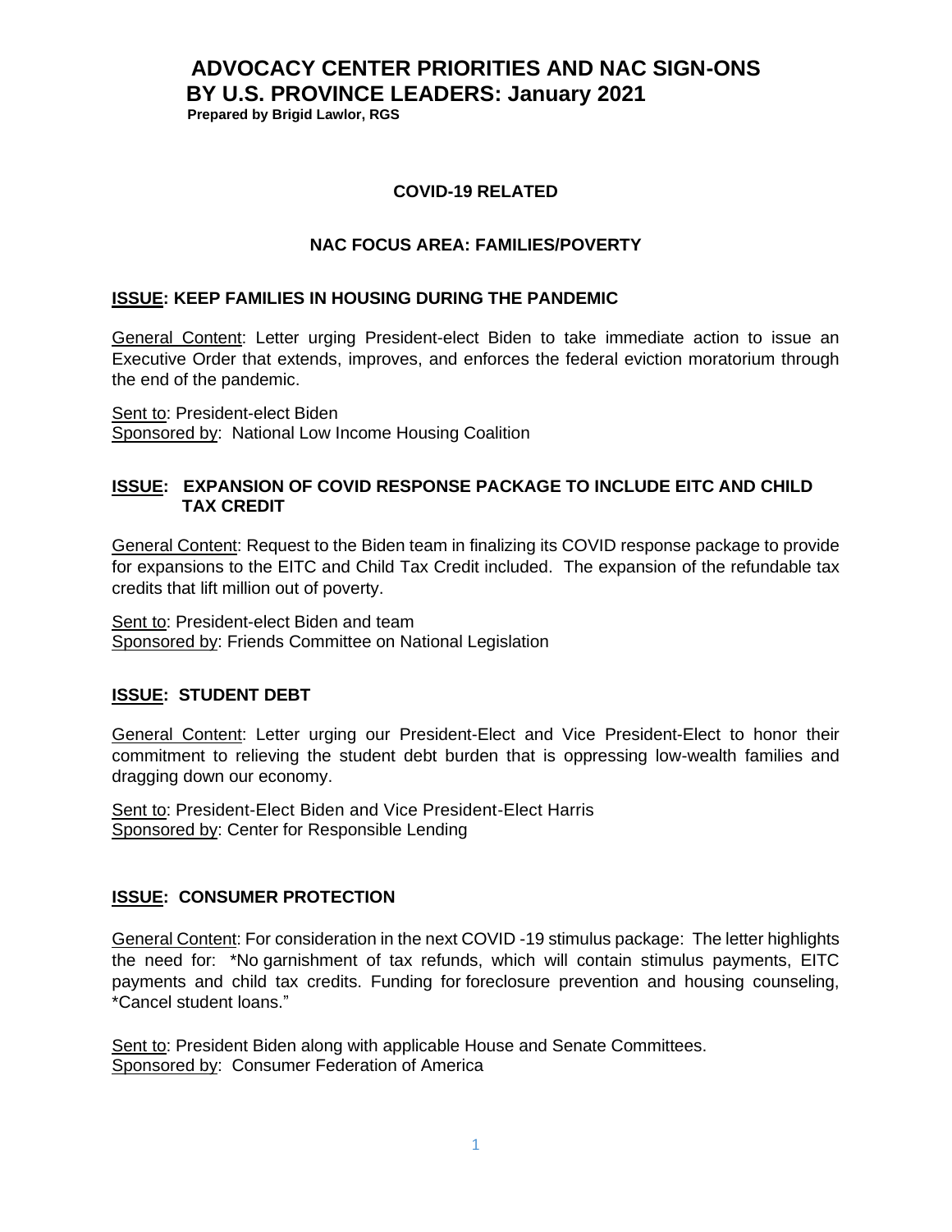# ADVOCACY CENTER PRIORITIES AND NAC SIGN-ONS BY U.S. PROVINCE LEADERS: January 2021

**Prepared by Brigid Lawlor, RGS**

## COVID-19 RELATED

## NAC FOCUS AREA: FAMILIES/POVERTY

### ISSUE: KEEP FAMILIES IN HOUSING DURING THE PANDEMIC

General Content: Letter urging President-elect Biden to take immediate action to issue an Executive Order that extends, improves, and enforces the federal eviction moratorium through the end of the pandemic.

Sent to: President-elect Biden
Sponsored by: National Low Income Housing Coalition

### ISSUE: EXPANSION OF COVID RESPONSE PACKAGE TO INCLUDE EITC AND CHILD TAX CREDIT

General Content: Request to the Biden team in finalizing its COVID response package to provide for expansions to the EITC and Child Tax Credit included. The expansion of the refundable tax credits that lift million out of poverty.

Sent to: President-elect Biden and team
Sponsored by: Friends Committee on National Legislation

### ISSUE: STUDENT DEBT

General Content: Letter urging our President-Elect and Vice President-Elect to honor their commitment to relieving the student debt burden that is oppressing low-wealth families and dragging down our economy.

Sent to: President-Elect Biden and Vice President-Elect Harris
Sponsored by: Center for Responsible Lending

### ISSUE: CONSUMER PROTECTION

General Content: For consideration in the next COVID -19 stimulus package: The letter highlights the need for: *No garnishment of tax refunds, which will contain stimulus payments, EITC payments and child tax credits. Funding for foreclosure prevention and housing counseling, *Cancel student loans."

Sent to: President Biden along with applicable House and Senate Committees.
Sponsored by: Consumer Federation of America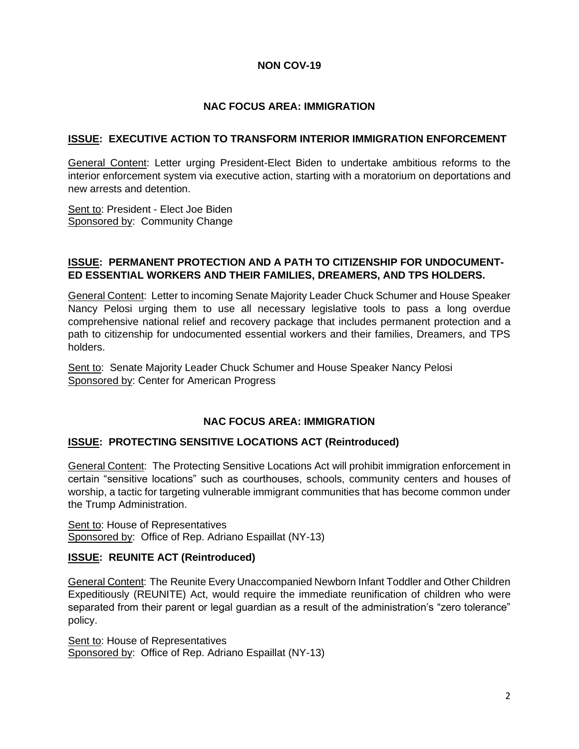## NON COV-19

### NAC FOCUS AREA: IMMIGRATION

**ISSUE: EXECUTIVE ACTION TO TRANSFORM INTERIOR IMMIGRATION ENFORCEMENT**

General Content: Letter urging President-Elect Biden to undertake ambitious reforms to the interior enforcement system via executive action, starting with a moratorium on deportations and new arrests and detention.

Sent to: President - Elect Joe Biden
Sponsored by: Community Change

**ISSUE: PERMANENT PROTECTION AND A PATH TO CITIZENSHIP FOR UNDOCUMENTED ESSENTIAL WORKERS AND THEIR FAMILIES, DREAMERS, AND TPS HOLDERS.**

General Content: Letter to incoming Senate Majority Leader Chuck Schumer and House Speaker Nancy Pelosi urging them to use all necessary legislative tools to pass a long overdue comprehensive national relief and recovery package that includes permanent protection and a path to citizenship for undocumented essential workers and their families, Dreamers, and TPS holders.

Sent to: Senate Majority Leader Chuck Schumer and House Speaker Nancy Pelosi
Sponsored by: Center for American Progress

### NAC FOCUS AREA: IMMIGRATION

**ISSUE: PROTECTING SENSITIVE LOCATIONS ACT (Reintroduced)**

General Content: The Protecting Sensitive Locations Act will prohibit immigration enforcement in certain "sensitive locations" such as courthouses, schools, community centers and houses of worship, a tactic for targeting vulnerable immigrant communities that has become common under the Trump Administration.

Sent to: House of Representatives
Sponsored by: Office of Rep. Adriano Espaillat (NY-13)

**ISSUE: REUNITE ACT (Reintroduced)**

General Content: The Reunite Every Unaccompanied Newborn Infant Toddler and Other Children Expeditiously (REUNITE) Act, would require the immediate reunification of children who were separated from their parent or legal guardian as a result of the administration's "zero tolerance" policy.

Sent to: House of Representatives
Sponsored by: Office of Rep. Adriano Espaillat (NY-13)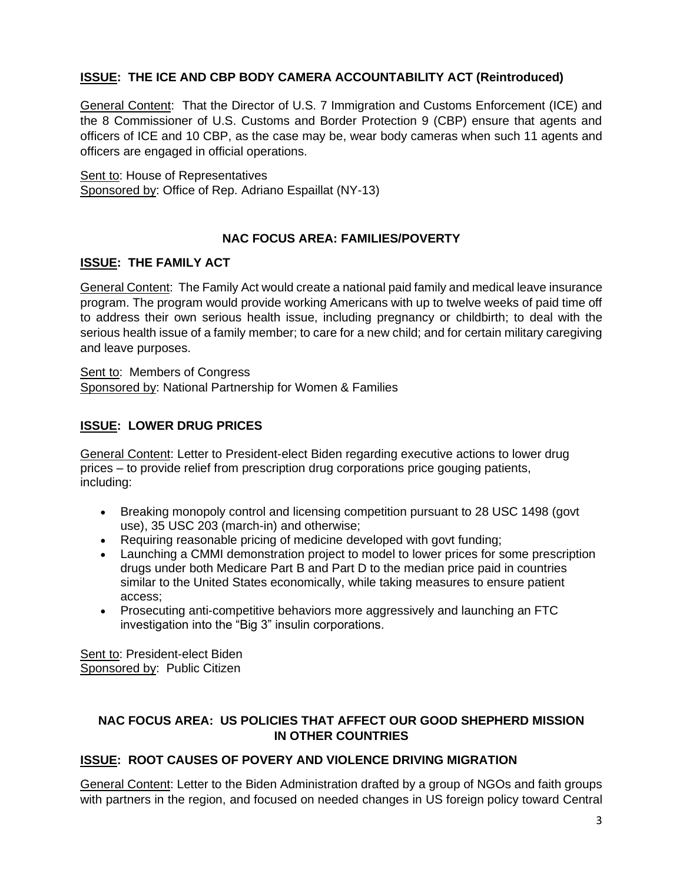## **ISSUE: THE ICE AND CBP BODY CAMERA ACCOUNTABILITY ACT (Reintroduced)**

General Content: That the Director of U.S. 7 Immigration and Customs Enforcement (ICE) and the 8 Commissioner of U.S. Customs and Border Protection 9 (CBP) ensure that agents and officers of ICE and 10 CBP, as the case may be, wear body cameras when such 11 agents and officers are engaged in official operations.

Sent to: House of Representatives
Sponsored by: Office of Rep. Adriano Espaillat (NY-13)

### **NAC FOCUS AREA: FAMILIES/POVERTY**

## **ISSUE: THE FAMILY ACT**

General Content: The Family Act would create a national paid family and medical leave insurance program. The program would provide working Americans with up to twelve weeks of paid time off to address their own serious health issue, including pregnancy or childbirth; to deal with the serious health issue of a family member; to care for a new child; and for certain military caregiving and leave purposes.

Sent to: Members of Congress
Sponsored by: National Partnership for Women & Families

## **ISSUE: LOWER DRUG PRICES**

General Content: Letter to President-elect Biden regarding executive actions to lower drug prices – to provide relief from prescription drug corporations price gouging patients, including:

- Breaking monopoly control and licensing competition pursuant to 28 USC 1498 (govt use), 35 USC 203 (march-in) and otherwise;
- Requiring reasonable pricing of medicine developed with govt funding;
- Launching a CMMI demonstration project to model to lower prices for some prescription drugs under both Medicare Part B and Part D to the median price paid in countries similar to the United States economically, while taking measures to ensure patient access;
- Prosecuting anti-competitive behaviors more aggressively and launching an FTC investigation into the "Big 3" insulin corporations.

Sent to: President-elect Biden
Sponsored by: Public Citizen

### **NAC FOCUS AREA: US POLICIES THAT AFFECT OUR GOOD SHEPHERD MISSION IN OTHER COUNTRIES**

## **ISSUE: ROOT CAUSES OF POVERY AND VIOLENCE DRIVING MIGRATION**

General Content: Letter to the Biden Administration drafted by a group of NGOs and faith groups with partners in the region, and focused on needed changes in US foreign policy toward Central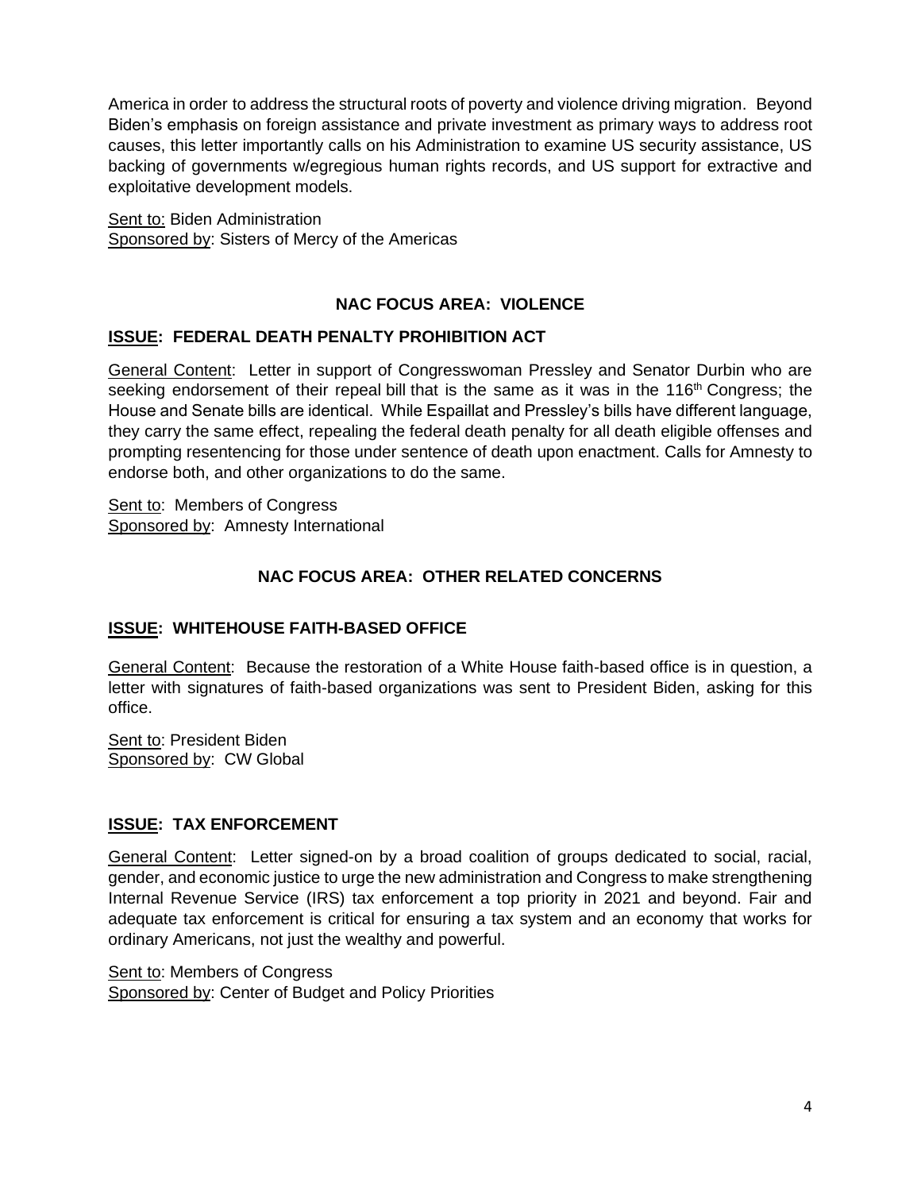America in order to address the structural roots of poverty and violence driving migration. Beyond Biden's emphasis on foreign assistance and private investment as primary ways to address root causes, this letter importantly calls on his Administration to examine US security assistance, US backing of governments w/egregious human rights records, and US support for extractive and exploitative development models.

Sent to: Biden Administration
Sponsored by: Sisters of Mercy of the Americas

**NAC FOCUS AREA: VIOLENCE**

**ISSUE: FEDERAL DEATH PENALTY PROHIBITION ACT**

General Content: Letter in support of Congresswoman Pressley and Senator Durbin who are seeking endorsement of their repeal bill that is the same as it was in the 116th Congress; the House and Senate bills are identical. While Espaillat and Pressley's bills have different language, they carry the same effect, repealing the federal death penalty for all death eligible offenses and prompting resentencing for those under sentence of death upon enactment. Calls for Amnesty to endorse both, and other organizations to do the same.

Sent to: Members of Congress
Sponsored by: Amnesty International

**NAC FOCUS AREA: OTHER RELATED CONCERNS**

**ISSUE: WHITEHOUSE FAITH-BASED OFFICE**

General Content: Because the restoration of a White House faith-based office is in question, a letter with signatures of faith-based organizations was sent to President Biden, asking for this office.

Sent to: President Biden
Sponsored by: CW Global

**ISSUE: TAX ENFORCEMENT**

General Content: Letter signed-on by a broad coalition of groups dedicated to social, racial, gender, and economic justice to urge the new administration and Congress to make strengthening Internal Revenue Service (IRS) tax enforcement a top priority in 2021 and beyond. Fair and adequate tax enforcement is critical for ensuring a tax system and an economy that works for ordinary Americans, not just the wealthy and powerful.

Sent to: Members of Congress
Sponsored by: Center of Budget and Policy Priorities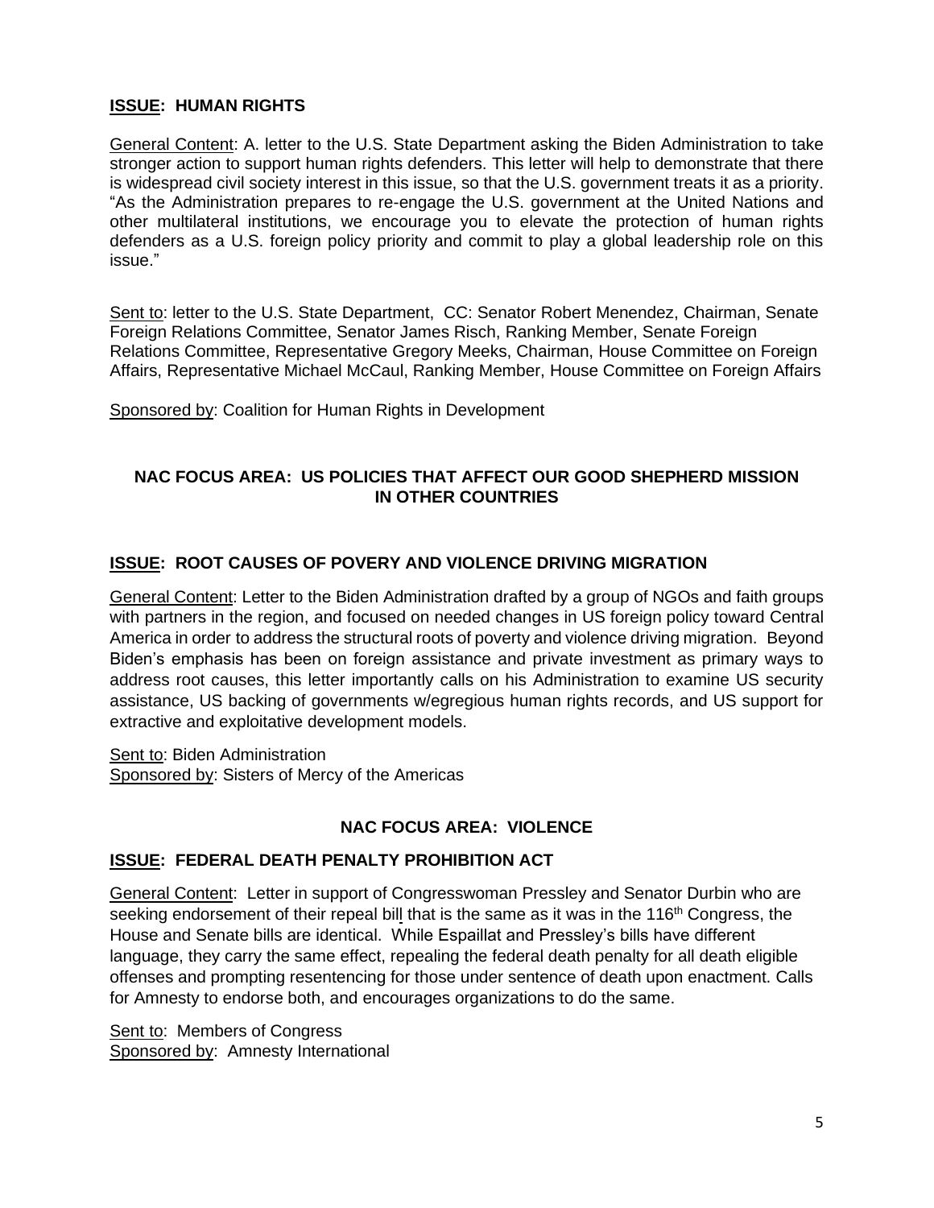**ISSUE: HUMAN RIGHTS**

General Content: A. letter to the U.S. State Department asking the Biden Administration to take stronger action to support human rights defenders. This letter will help to demonstrate that there is widespread civil society interest in this issue, so that the U.S. government treats it as a priority. "As the Administration prepares to re-engage the U.S. government at the United Nations and other multilateral institutions, we encourage you to elevate the protection of human rights defenders as a U.S. foreign policy priority and commit to play a global leadership role on this issue."

Sent to: letter to the U.S. State Department, CC: Senator Robert Menendez, Chairman, Senate Foreign Relations Committee, Senator James Risch, Ranking Member, Senate Foreign Relations Committee, Representative Gregory Meeks, Chairman, House Committee on Foreign Affairs, Representative Michael McCaul, Ranking Member, House Committee on Foreign Affairs

Sponsored by: Coalition for Human Rights in Development

## NAC FOCUS AREA: US POLICIES THAT AFFECT OUR GOOD SHEPHERD MISSION IN OTHER COUNTRIES

**ISSUE: ROOT CAUSES OF POVERY AND VIOLENCE DRIVING MIGRATION**

General Content: Letter to the Biden Administration drafted by a group of NGOs and faith groups with partners in the region, and focused on needed changes in US foreign policy toward Central America in order to address the structural roots of poverty and violence driving migration. Beyond Biden's emphasis has been on foreign assistance and private investment as primary ways to address root causes, this letter importantly calls on his Administration to examine US security assistance, US backing of governments w/egregious human rights records, and US support for extractive and exploitative development models.

Sent to: Biden Administration
Sponsored by: Sisters of Mercy of the Americas

## NAC FOCUS AREA: VIOLENCE

**ISSUE: FEDERAL DEATH PENALTY PROHIBITION ACT**

General Content: Letter in support of Congresswoman Pressley and Senator Durbin who are seeking endorsement of their repeal bill that is the same as it was in the 116th Congress, the House and Senate bills are identical. While Espaillat and Pressley's bills have different language, they carry the same effect, repealing the federal death penalty for all death eligible offenses and prompting resentencing for those under sentence of death upon enactment. Calls for Amnesty to endorse both, and encourages organizations to do the same.

Sent to: Members of Congress
Sponsored by: Amnesty International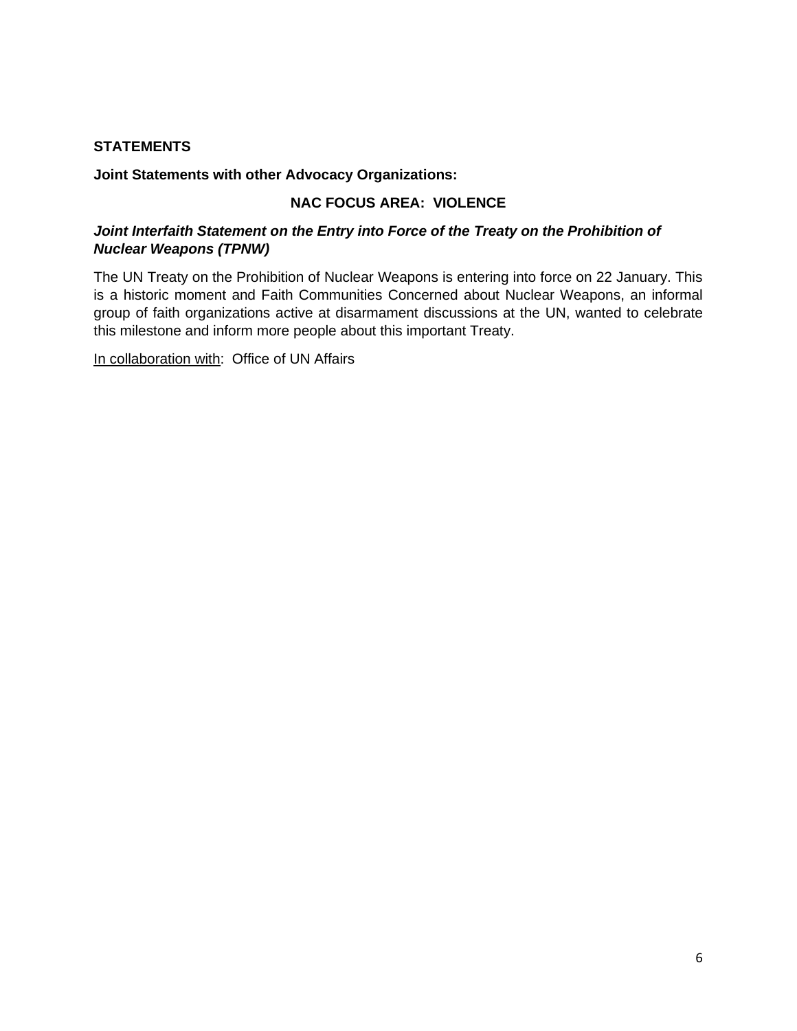**STATEMENTS**

**Joint Statements with other Advocacy Organizations:**

**NAC FOCUS AREA: VIOLENCE**

***Joint Interfaith Statement on the Entry into Force of the Treaty on the Prohibition of Nuclear Weapons (TPNW)***

The UN Treaty on the Prohibition of Nuclear Weapons is entering into force on 22 January. This is a historic moment and Faith Communities Concerned about Nuclear Weapons, an informal group of faith organizations active at disarmament discussions at the UN, wanted to celebrate this milestone and inform more people about this important Treaty.

<u>In collaboration with</u>: Office of UN Affairs